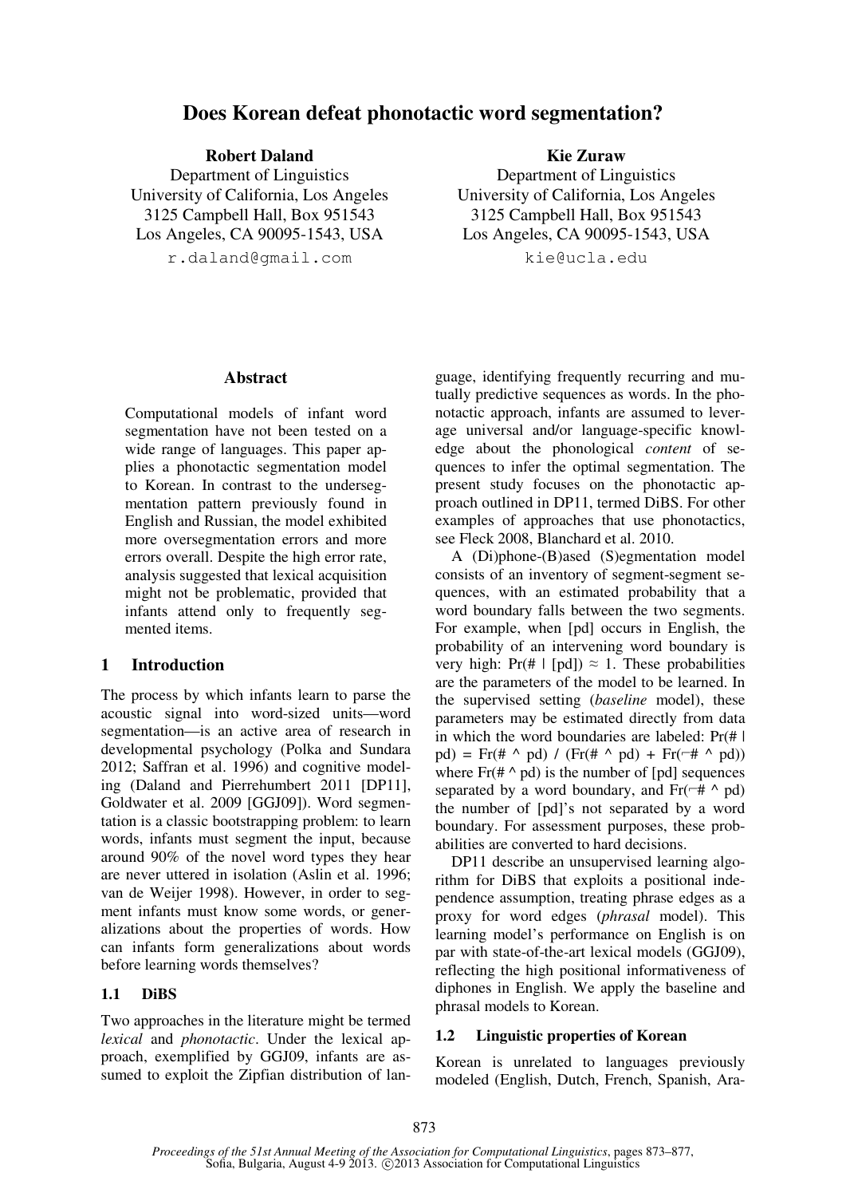# Does Korean defeat phonotactic word segmentation?

**Robert Daland**
Department of Linguistics
University of California, Los Angeles
3125 Campbell Hall, Box 951543
Los Angeles, CA 90095-1543, USA
r.daland@gmail.com

**Kie Zuraw**
Department of Linguistics
University of California, Los Angeles
3125 Campbell Hall, Box 951543
Los Angeles, CA 90095-1543, USA
kie@ucla.edu

## Abstract

Computational models of infant word segmentation have not been tested on a wide range of languages. This paper applies a phonotactic segmentation model to Korean. In contrast to the undersegmentation pattern previously found in English and Russian, the model exhibited more oversegmentation errors and more errors overall. Despite the high error rate, analysis suggested that lexical acquisition might not be problematic, provided that infants attend only to frequently segmented items.

## 1 Introduction

The process by which infants learn to parse the acoustic signal into word-sized units—word segmentation—is an active area of research in developmental psychology (Polka and Sundara 2012; Saffran et al. 1996) and cognitive modeling (Daland and Pierrehumbert 2011 [DP11], Goldwater et al. 2009 [GGJ09]). Word segmentation is a classic bootstrapping problem: to learn words, infants must segment the input, because around 90% of the novel word types they hear are never uttered in isolation (Aslin et al. 1996; van de Weijer 1998). However, in order to segment infants must know some words, or generalizations about the properties of words. How can infants form generalizations about words before learning words themselves?

### 1.1 DiBS

Two approaches in the literature might be termed *lexical* and *phonotactic*. Under the lexical approach, exemplified by GGJ09, infants are assumed to exploit the Zipfian distribution of language, identifying frequently recurring and mutually predictive sequences as words. In the phonotactic approach, infants are assumed to leverage universal and/or language-specific knowledge about the phonological *content* of sequences to infer the optimal segmentation. The present study focuses on the phonotactic approach outlined in DP11, termed DiBS. For other examples of approaches that use phonotactics, see Fleck 2008, Blanchard et al. 2010.

A (Di)phone-(B)ased (S)egmentation model consists of an inventory of segment-segment sequences, with an estimated probability that a word boundary falls between the two segments. For example, when [pd] occurs in English, the probability of an intervening word boundary is very high: $\Pr(\# \mid [\text{pd}]) \approx 1$. These probabilities are the parameters of the model to be learned. In the supervised setting (*baseline* model), these parameters may be estimated directly from data in which the word boundaries are labeled: $\Pr(\# \mid \text{pd}) = \text{Fr}(\# \wedge \text{pd}) \,/\, (\text{Fr}(\# \wedge \text{pd}) + \text{Fr}(\neg\# \wedge \text{pd}))$ where $\text{Fr}(\# \wedge \text{pd})$ is the number of [pd] sequences separated by a word boundary, and $\text{Fr}(\neg\# \wedge \text{pd})$ the number of [pd]'s not separated by a word boundary. For assessment purposes, these probabilities are converted to hard decisions.

DP11 describe an unsupervised learning algorithm for DiBS that exploits a positional independence assumption, treating phrase edges as a proxy for word edges (*phrasal* model). This learning model's performance on English is on par with state-of-the-art lexical models (GGJ09), reflecting the high positional informativeness of diphones in English. We apply the baseline and phrasal models to Korean.

### 1.2 Linguistic properties of Korean

Korean is unrelated to languages previously modeled (English, Dutch, French, Spanish, Ara-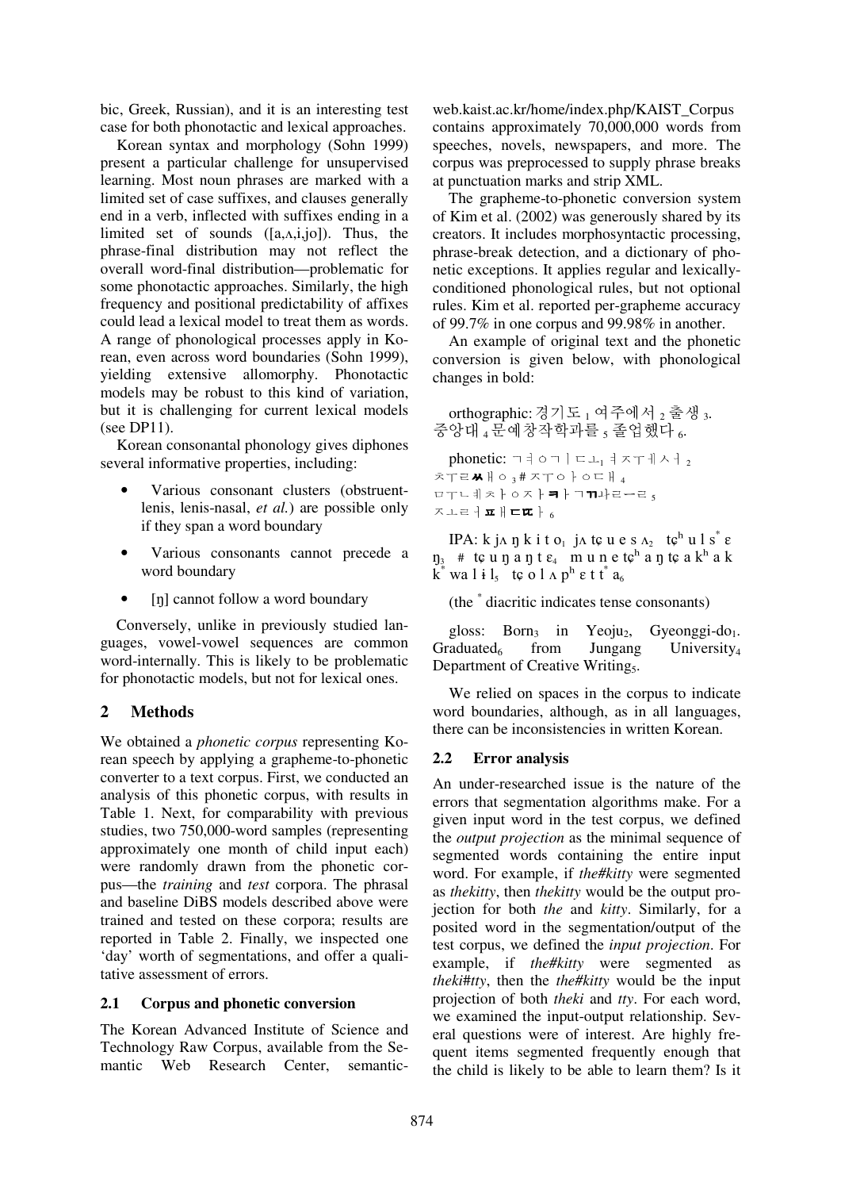bic, Greek, Russian), and it is an interesting test case for both phonotactic and lexical approaches.

Korean syntax and morphology (Sohn 1999) present a particular challenge for unsupervised learning. Most noun phrases are marked with a limited set of case suffixes, and clauses generally end in a verb, inflected with suffixes ending in a limited set of sounds ([a,ʌ,i,jo]). Thus, the phrase-final distribution may not reflect the overall word-final distribution—problematic for some phonotactic approaches. Similarly, the high frequency and positional predictability of affixes could lead a lexical model to treat them as words. A range of phonological processes apply in Korean, even across word boundaries (Sohn 1999), yielding extensive allomorphy. Phonotactic models may be robust to this kind of variation, but it is challenging for current lexical models (see DP11).

Korean consonantal phonology gives diphones several informative properties, including:

- Various consonant clusters (obstruent-lenis, lenis-nasal, *et al.*) are possible only if they span a word boundary
- Various consonants cannot precede a word boundary
- [ŋ] cannot follow a word boundary

Conversely, unlike in previously studied languages, vowel-vowel sequences are common word-internally. This is likely to be problematic for phonotactic models, but not for lexical ones.

## 2 Methods

We obtained a *phonetic corpus* representing Korean speech by applying a grapheme-to-phonetic converter to a text corpus. First, we conducted an analysis of this phonetic corpus, with results in Table 1. Next, for comparability with previous studies, two 750,000-word samples (representing approximately one month of child input each) were randomly drawn from the phonetic corpus—the *training* and *test* corpora. The phrasal and baseline DiBS models described above were trained and tested on these corpora; results are reported in Table 2. Finally, we inspected one 'day' worth of segmentations, and offer a qualitative assessment of errors.

### 2.1 Corpus and phonetic conversion

The Korean Advanced Institute of Science and Technology Raw Corpus, available from the Semantic Web Research Center, semantic-web.kaist.ac.kr/home/index.php/KAIST_Corpus contains approximately 70,000,000 words from speeches, novels, newspapers, and more. The corpus was preprocessed to supply phrase breaks at punctuation marks and strip XML.

The grapheme-to-phonetic conversion system of Kim et al. (2002) was generously shared by its creators. It includes morphosyntactic processing, phrase-break detection, and a dictionary of phonetic exceptions. It applies regular and lexically-conditioned phonological rules, but not optional rules. Kim et al. reported per-grapheme accuracy of 99.7% in one corpus and 99.98% in another.

An example of original text and the phonetic conversion is given below, with phonological changes in bold:

orthographic: 경기도 $_1$ 여주에서 $_2$ 출생 $_3$. 중앙대 $_4$ 문예창작학과를 $_5$ 졸업했다 $_6$.

phonetic: ㄱㅕㅇㄱㅣㄷㅗ$_1$ ㅕㅈㅜㅔㅅㅓ$_2$ ㅊㅜㄹ**ㅆ**ㅐㅇ$_3$ # ㅈㅜㅇㅏㅇㄷㅐ$_4$ ㅁㅜㄴㅔㅊㅏㅇㅈㅏ**ㅋ**ㅏㄱ**ㄲ**ㅘㄹㅡㄹ$_5$ ㅈㅗㄹㅓ**ㅍ**ㅐ**ㄸ**ㅏ$_6$

IPA: k jʌ ŋ k i t o$_1$ jʌ tɕ u e s ʌ$_2$ tɕ$^h$ u l s$^*$ ɛ ŋ$_3$ # tɕ u ŋ a ŋ t ɛ$_4$ m u n e tɕ$^h$ a ŋ tɕ a k$^h$ a k k$^*$ wa l ɨ l$_5$ tɕ o l ʌ p$^h$ ɛ t t$^*$ a$_6$

(the $^*$ diacritic indicates tense consonants)

gloss: Born$_3$ in Yeoju$_2$, Gyeonggi-do$_1$. Graduated$_6$ from Jungang University$_4$ Department of Creative Writing$_5$.

We relied on spaces in the corpus to indicate word boundaries, although, as in all languages, there can be inconsistencies in written Korean.

### 2.2 Error analysis

An under-researched issue is the nature of the errors that segmentation algorithms make. For a given input word in the test corpus, we defined the *output projection* as the minimal sequence of segmented words containing the entire input word. For example, if *the#kitty* were segmented as *thekitty*, then *thekitty* would be the output projection for both *the* and *kitty*. Similarly, for a posited word in the segmentation/output of the test corpus, we defined the *input projection*. For example, if *the#kitty* were segmented as *theki#tty*, then the *the#kitty* would be the input projection of both *theki* and *tty*. For each word, we examined the input-output relationship. Several questions were of interest. Are highly frequent items segmented frequently enough that the child is likely to be able to learn them? Is it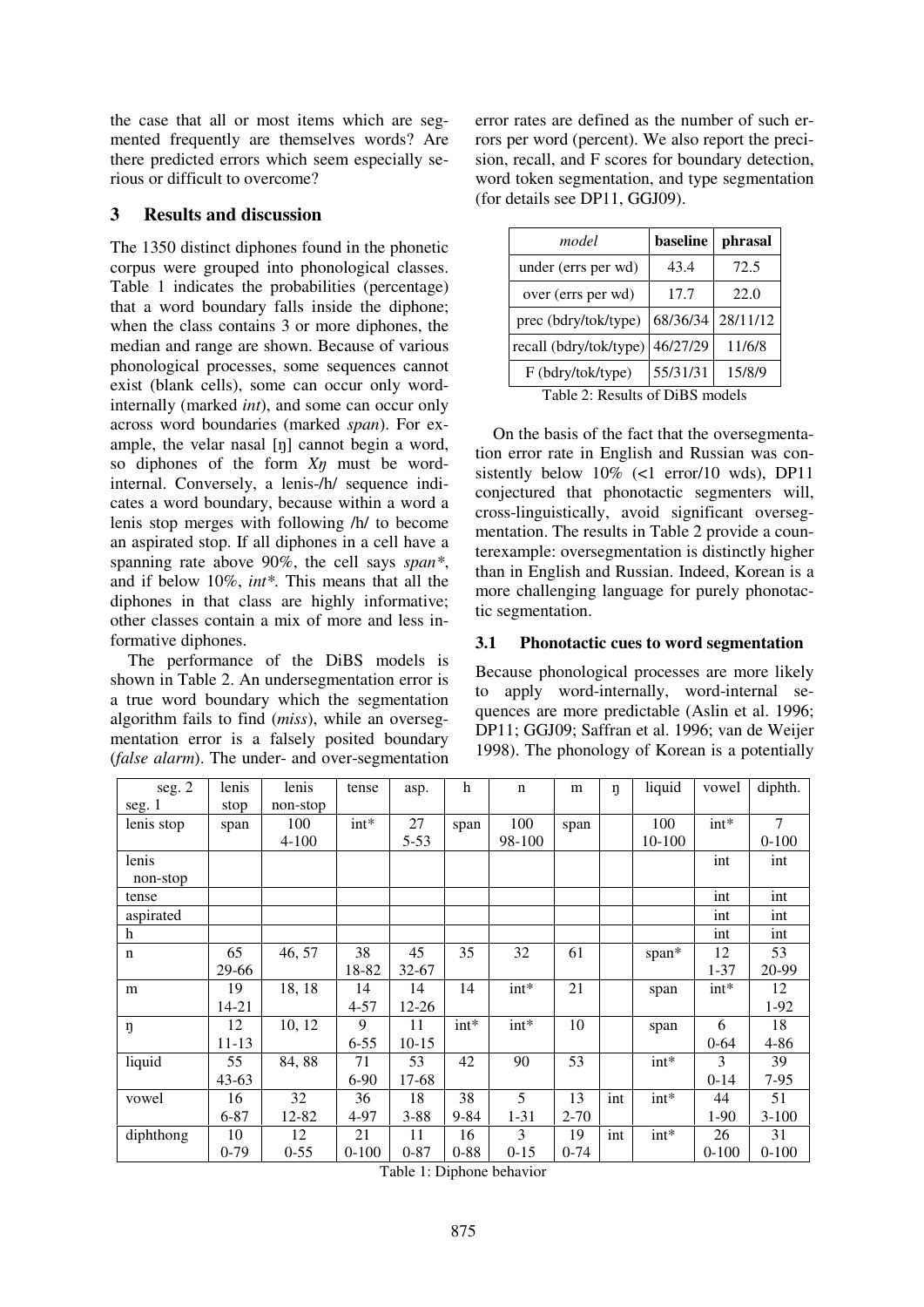the case that all or most items which are segmented frequently are themselves words? Are there predicted errors which seem especially serious or difficult to overcome?

## 3 Results and discussion

The 1350 distinct diphones found in the phonetic corpus were grouped into phonological classes. Table 1 indicates the probabilities (percentage) that a word boundary falls inside the diphone; when the class contains 3 or more diphones, the median and range are shown. Because of various phonological processes, some sequences cannot exist (blank cells), some can occur only word-internally (marked *int*), and some can occur only across word boundaries (marked *span*). For example, the velar nasal [ŋ] cannot begin a word, so diphones of the form *Xŋ* must be word-internal. Conversely, a lenis-/h/ sequence indicates a word boundary, because within a word a lenis stop merges with following /h/ to become an aspirated stop. If all diphones in a cell have a spanning rate above 90%, the cell says *span\**, and if below 10%, *int\**. This means that all the diphones in that class are highly informative; other classes contain a mix of more and less informative diphones.

The performance of the DiBS models is shown in Table 2. An undersegmentation error is a true word boundary which the segmentation algorithm fails to find (*miss*), while an oversegmentation error is a falsely posited boundary (*false alarm*). The under- and over-segmentation error rates are defined as the number of such errors per word (percent). We also report the precision, recall, and F scores for boundary detection, word token segmentation, and type segmentation (for details see DP11, GGJ09).

| *model* | **baseline** | **phrasal** |
|---|---|---|
| under (errs per wd) | 43.4 | 72.5 |
| over (errs per wd) | 17.7 | 22.0 |
| prec (bdry/tok/type) | 68/36/34 | 28/11/12 |
| recall (bdry/tok/type) | 46/27/29 | 11/6/8 |
| F (bdry/tok/type) | 55/31/31 | 15/8/9 |

Table 2: Results of DiBS models

On the basis of the fact that the oversegmentation error rate in English and Russian was consistently below 10% (<1 error/10 wds), DP11 conjectured that phonotactic segmenters will, cross-linguistically, avoid significant oversegmentation. The results in Table 2 provide a counterexample: oversegmentation is distinctly higher than in English and Russian. Indeed, Korean is a more challenging language for purely phonotactic segmentation.

### 3.1 Phonotactic cues to word segmentation

Because phonological processes are more likely to apply word-internally, word-internal sequences are more predictable (Aslin et al. 1996; DP11; GGJ09; Saffran et al. 1996; van de Weijer 1998). The phonology of Korean is a potentially

| seg. 2 / seg. 1 | lenis stop | lenis non-stop | tense | asp. | h | n | m | ŋ | liquid | vowel | diphth. |
|---|---|---|---|---|---|---|---|---|---|---|---|
| lenis stop | span | 100<br>4-100 | int* | 27<br>5-53 | span | 100<br>98-100 | span | | 100<br>10-100 | int* | 7<br>0-100 |
| lenis non-stop | | | | | | | | | | int | int |
| tense | | | | | | | | | | int | int |
| aspirated | | | | | | | | | | int | int |
| h | | | | | | | | | | int | int |
| n | 65<br>29-66 | 46, 57 | 38<br>18-82 | 45<br>32-67 | 35 | 32 | 61 | | span* | 12<br>1-37 | 53<br>20-99 |
| m | 19<br>14-21 | 18, 18 | 14<br>4-57 | 14<br>12-26 | 14 | int* | 21 | | span | int* | 12<br>1-92 |
| ŋ | 12<br>11-13 | 10, 12 | 9<br>6-55 | 11<br>10-15 | int* | int* | 10 | | span | 6<br>0-64 | 18<br>4-86 |
| liquid | 55<br>43-63 | 84, 88 | 71<br>6-90 | 53<br>17-68 | 42 | 90 | 53 | | int* | 3<br>0-14 | 39<br>7-95 |
| vowel | 16<br>6-87 | 32<br>12-82 | 36<br>4-97 | 18<br>3-88 | 38<br>9-84 | 5<br>1-31 | 13<br>2-70 | int | int* | 44<br>1-90 | 51<br>3-100 |
| diphthong | 10<br>0-79 | 12<br>0-55 | 21<br>0-100 | 11<br>0-87 | 16<br>0-88 | 3<br>0-15 | 19<br>0-74 | int | int* | 26<br>0-100 | 31<br>0-100 |

Table 1: Diphone behavior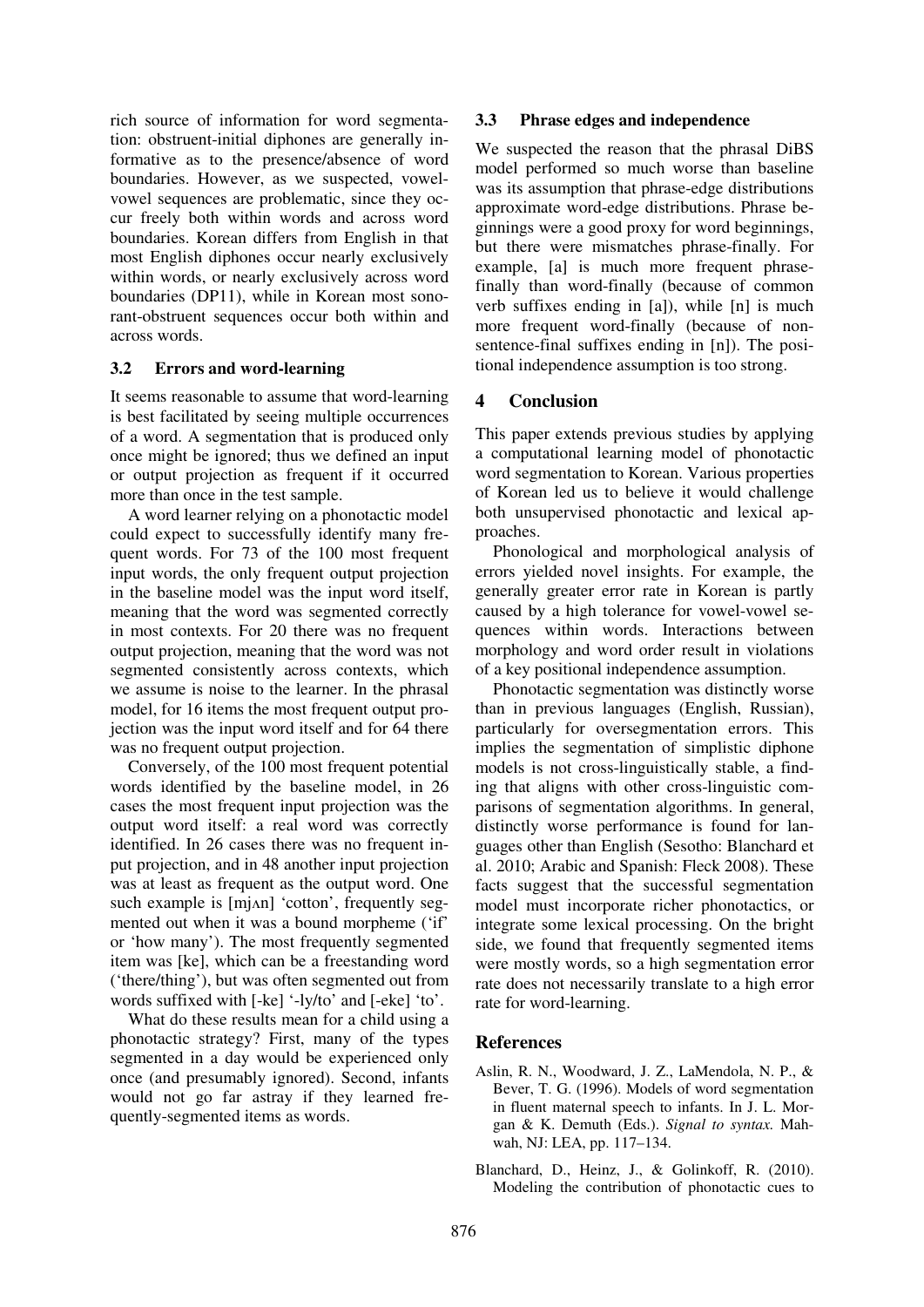rich source of information for word segmentation: obstruent-initial diphones are generally informative as to the presence/absence of word boundaries. However, as we suspected, vowel-vowel sequences are problematic, since they occur freely both within words and across word boundaries. Korean differs from English in that most English diphones occur nearly exclusively within words, or nearly exclusively across word boundaries (DP11), while in Korean most sonorant-obstruent sequences occur both within and across words.

### 3.2 Errors and word-learning

It seems reasonable to assume that word-learning is best facilitated by seeing multiple occurrences of a word. A segmentation that is produced only once might be ignored; thus we defined an input or output projection as frequent if it occurred more than once in the test sample.

A word learner relying on a phonotactic model could expect to successfully identify many frequent words. For 73 of the 100 most frequent input words, the only frequent output projection in the baseline model was the input word itself, meaning that the word was segmented correctly in most contexts. For 20 there was no frequent output projection, meaning that the word was not segmented consistently across contexts, which we assume is noise to the learner. In the phrasal model, for 16 items the most frequent output projection was the input word itself and for 64 there was no frequent output projection.

Conversely, of the 100 most frequent potential words identified by the baseline model, in 26 cases the most frequent input projection was the output word itself: a real word was correctly identified. In 26 cases there was no frequent input projection, and in 48 another input projection was at least as frequent as the output word. One such example is [mjʌn] 'cotton', frequently segmented out when it was a bound morpheme ('if' or 'how many'). The most frequently segmented item was [ke], which can be a freestanding word ('there/thing'), but was often segmented out from words suffixed with [-ke] '-ly/to' and [-eke] 'to'.

What do these results mean for a child using a phonotactic strategy? First, many of the types segmented in a day would be experienced only once (and presumably ignored). Second, infants would not go far astray if they learned frequently-segmented items as words.

### 3.3 Phrase edges and independence

We suspected the reason that the phrasal DiBS model performed so much worse than baseline was its assumption that phrase-edge distributions approximate word-edge distributions. Phrase beginnings were a good proxy for word beginnings, but there were mismatches phrase-finally. For example, [a] is much more frequent phrase-finally than word-finally (because of common verb suffixes ending in [a]), while [n] is much more frequent word-finally (because of non-sentence-final suffixes ending in [n]). The positional independence assumption is too strong.

## 4 Conclusion

This paper extends previous studies by applying a computational learning model of phonotactic word segmentation to Korean. Various properties of Korean led us to believe it would challenge both unsupervised phonotactic and lexical approaches.

Phonological and morphological analysis of errors yielded novel insights. For example, the generally greater error rate in Korean is partly caused by a high tolerance for vowel-vowel sequences within words. Interactions between morphology and word order result in violations of a key positional independence assumption.

Phonotactic segmentation was distinctly worse than in previous languages (English, Russian), particularly for oversegmentation errors. This implies the segmentation of simplistic diphone models is not cross-linguistically stable, a finding that aligns with other cross-linguistic comparisons of segmentation algorithms. In general, distinctly worse performance is found for languages other than English (Sesotho: Blanchard et al. 2010; Arabic and Spanish: Fleck 2008). These facts suggest that the successful segmentation model must incorporate richer phonotactics, or integrate some lexical processing. On the bright side, we found that frequently segmented items were mostly words, so a high segmentation error rate does not necessarily translate to a high error rate for word-learning.

## References

Aslin, R. N., Woodward, J. Z., LaMendola, N. P., & Bever, T. G. (1996). Models of word segmentation in fluent maternal speech to infants. In J. L. Morgan & K. Demuth (Eds.). *Signal to syntax.* Mahwah, NJ: LEA, pp. 117–134.

Blanchard, D., Heinz, J., & Golinkoff, R. (2010). Modeling the contribution of phonotactic cues to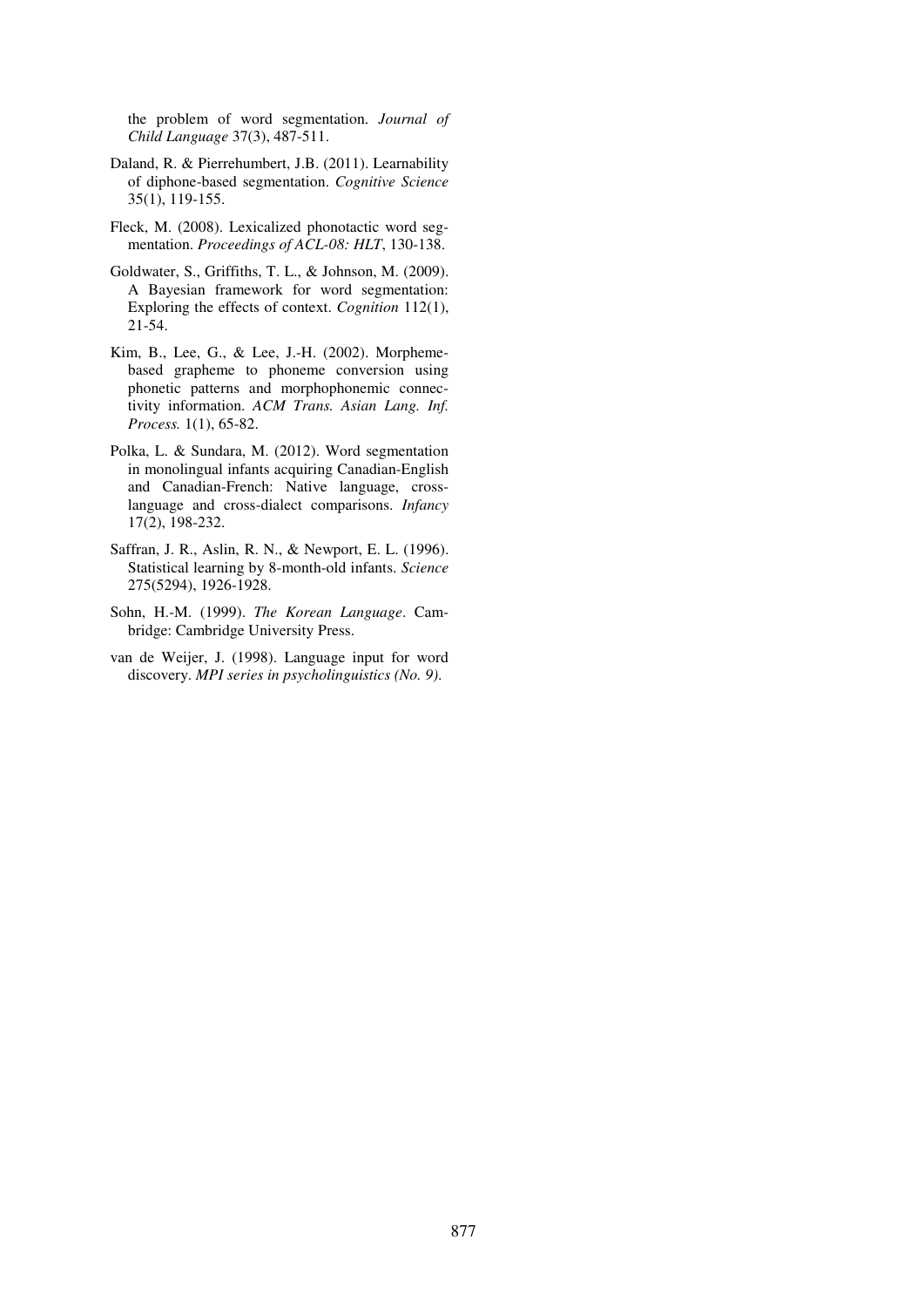the problem of word segmentation. *Journal of Child Language* 37(3), 487-511.

Daland, R. & Pierrehumbert, J.B. (2011). Learnability of diphone-based segmentation. *Cognitive Science* 35(1), 119-155.

Fleck, M. (2008). Lexicalized phonotactic word segmentation. *Proceedings of ACL-08: HLT*, 130-138.

Goldwater, S., Griffiths, T. L., & Johnson, M. (2009). A Bayesian framework for word segmentation: Exploring the effects of context. *Cognition* 112(1), 21-54.

Kim, B., Lee, G., & Lee, J.-H. (2002). Morpheme-based grapheme to phoneme conversion using phonetic patterns and morphophonemic connectivity information. *ACM Trans. Asian Lang. Inf. Process.* 1(1), 65-82.

Polka, L. & Sundara, M. (2012). Word segmentation in monolingual infants acquiring Canadian-English and Canadian-French: Native language, cross-language and cross-dialect comparisons. *Infancy* 17(2), 198-232.

Saffran, J. R., Aslin, R. N., & Newport, E. L. (1996). Statistical learning by 8-month-old infants. *Science* 275(5294), 1926-1928.

Sohn, H.-M. (1999). *The Korean Language*. Cambridge: Cambridge University Press.

van de Weijer, J. (1998). Language input for word discovery. *MPI series in psycholinguistics (No. 9).*